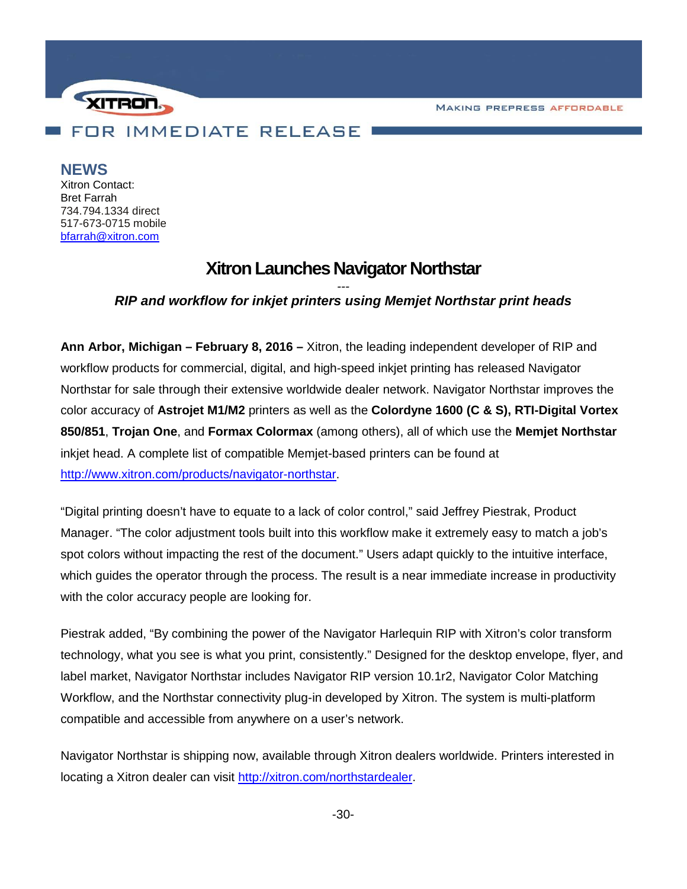XITRON

MAKING PREPRESS AFFORDABLE

FOR IMMEDIATE RELEASE

**NEWS**

Xitron Contact:
Bret Farrah
734.794.1334 direct
517-673-0715 mobile
bfarrah@xitron.com

# Xitron Launches Navigator Northstar

---

***RIP and workflow for inkjet printers using Memjet Northstar print heads***

**Ann Arbor, Michigan – February 8, 2016 –** Xitron, the leading independent developer of RIP and workflow products for commercial, digital, and high-speed inkjet printing has released Navigator Northstar for sale through their extensive worldwide dealer network. Navigator Northstar improves the color accuracy of **Astrojet M1/M2** printers as well as the **Colordyne 1600 (C & S), RTI-Digital Vortex 850/851**, **Trojan One**, and **Formax Colormax** (among others), all of which use the **Memjet Northstar** inkjet head. A complete list of compatible Memjet-based printers can be found at http://www.xitron.com/products/navigator-northstar.

"Digital printing doesn't have to equate to a lack of color control," said Jeffrey Piestrak, Product Manager. "The color adjustment tools built into this workflow make it extremely easy to match a job's spot colors without impacting the rest of the document." Users adapt quickly to the intuitive interface, which guides the operator through the process. The result is a near immediate increase in productivity with the color accuracy people are looking for.

Piestrak added, "By combining the power of the Navigator Harlequin RIP with Xitron's color transform technology, what you see is what you print, consistently." Designed for the desktop envelope, flyer, and label market, Navigator Northstar includes Navigator RIP version 10.1r2, Navigator Color Matching Workflow, and the Northstar connectivity plug-in developed by Xitron. The system is multi-platform compatible and accessible from anywhere on a user's network.

Navigator Northstar is shipping now, available through Xitron dealers worldwide. Printers interested in locating a Xitron dealer can visit http://xitron.com/northstardealer.

-30-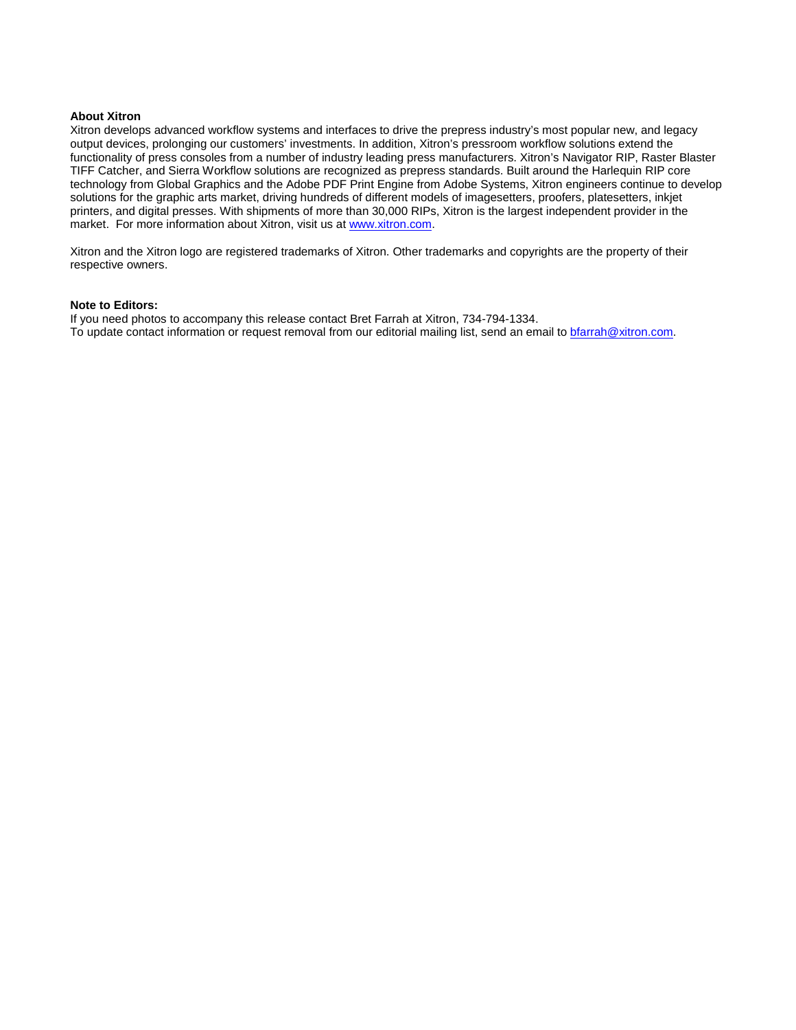**About Xitron**

Xitron develops advanced workflow systems and interfaces to drive the prepress industry's most popular new, and legacy output devices, prolonging our customers' investments. In addition, Xitron's pressroom workflow solutions extend the functionality of press consoles from a number of industry leading press manufacturers. Xitron's Navigator RIP, Raster Blaster TIFF Catcher, and Sierra Workflow solutions are recognized as prepress standards. Built around the Harlequin RIP core technology from Global Graphics and the Adobe PDF Print Engine from Adobe Systems, Xitron engineers continue to develop solutions for the graphic arts market, driving hundreds of different models of imagesetters, proofers, platesetters, inkjet printers, and digital presses. With shipments of more than 30,000 RIPs, Xitron is the largest independent provider in the market. For more information about Xitron, visit us at [www.xitron.com](http://www.xitron.com).

Xitron and the Xitron logo are registered trademarks of Xitron. Other trademarks and copyrights are the property of their respective owners.

**Note to Editors:**

If you need photos to accompany this release contact Bret Farrah at Xitron, 734-794-1334.
To update contact information or request removal from our editorial mailing list, send an email to [bfarrah@xitron.com](mailto:bfarrah@xitron.com).